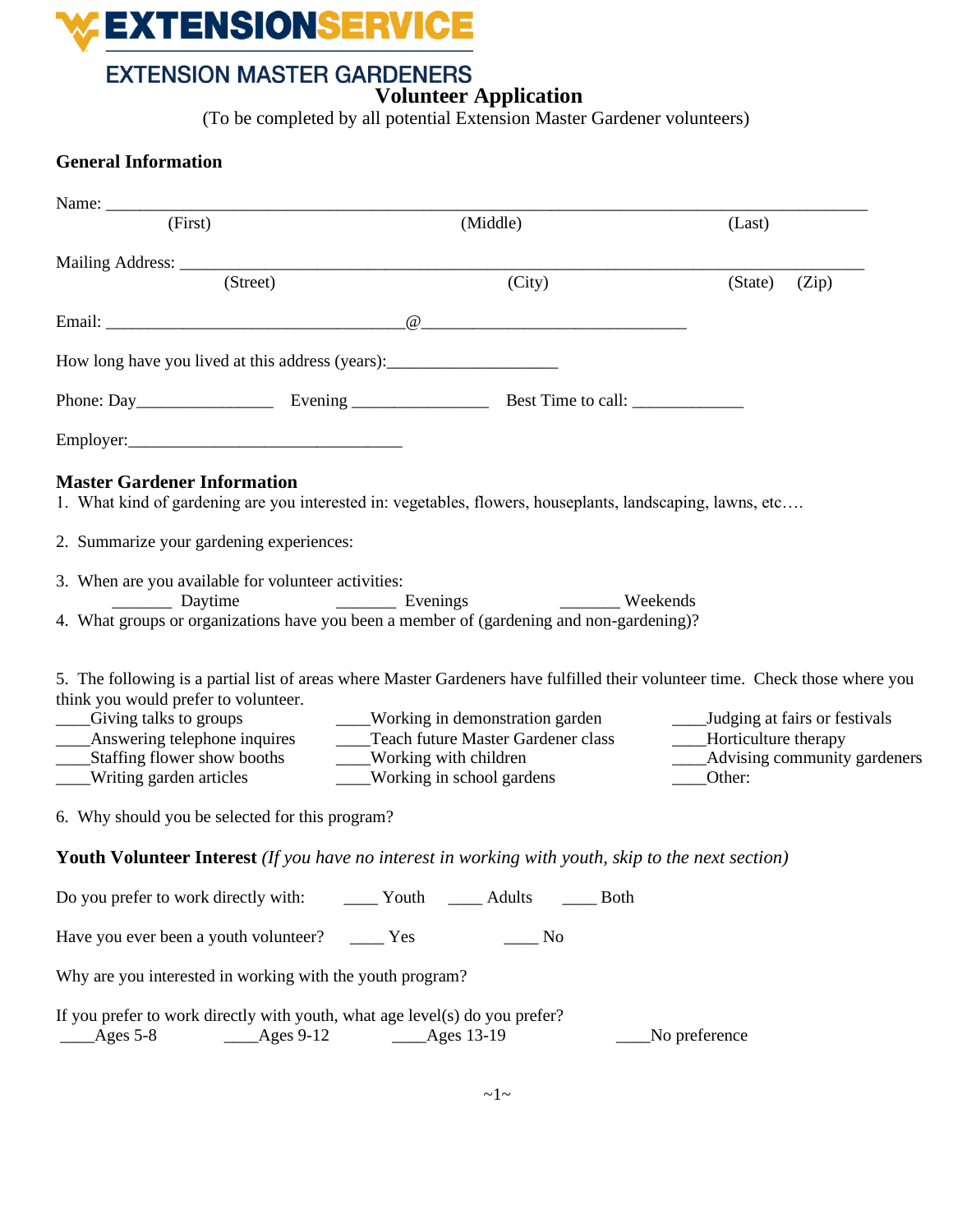# EXTENSIONSERVICE

## EXTENSION MASTER GARDENERS

## Volunteer Application

(To be completed by all potential Extension Master Gardener volunteers)

### General Information

Name: ___________________________________________________________________________
(First) (Middle) (Last)

Mailing Address: ______________________________________________________________________
(Street) (City) (State) (Zip)

Email: _________________________________@_____________________________

How long have you lived at this address (years):___________________

Phone: Day_______________ Evening _______________ Best Time to call: ____________

Employer:_____________________________

### Master Gardener Information

1. What kind of gardening are you interested in: vegetables, flowers, houseplants, landscaping, lawns, etc….

2. Summarize your gardening experiences:

3. When are you available for volunteer activities:
   _______ Daytime _______ Evenings _______ Weekends

4. What groups or organizations have you been a member of (gardening and non-gardening)?

5. The following is a partial list of areas where Master Gardeners have fulfilled their volunteer time. Check those where you think you would prefer to volunteer.

____Giving talks to groups
____Answering telephone inquires
____Staffing flower show booths
____Writing garden articles
____Working in demonstration garden
____Teach future Master Gardener class
____Working with children
____Working in school gardens
____Judging at fairs or festivals
____Horticulture therapy
____Advising community gardeners
____Other:

6. Why should you be selected for this program?

### Youth Volunteer Interest *(If you have no interest in working with youth, skip to the next section)*

Do you prefer to work directly with: ____ Youth ____ Adults ____ Both

Have you ever been a youth volunteer? ____ Yes ____ No

Why are you interested in working with the youth program?

If you prefer to work directly with youth, what age level(s) do you prefer?
____Ages 5-8 ____Ages 9-12 ____Ages 13-19 ____No preference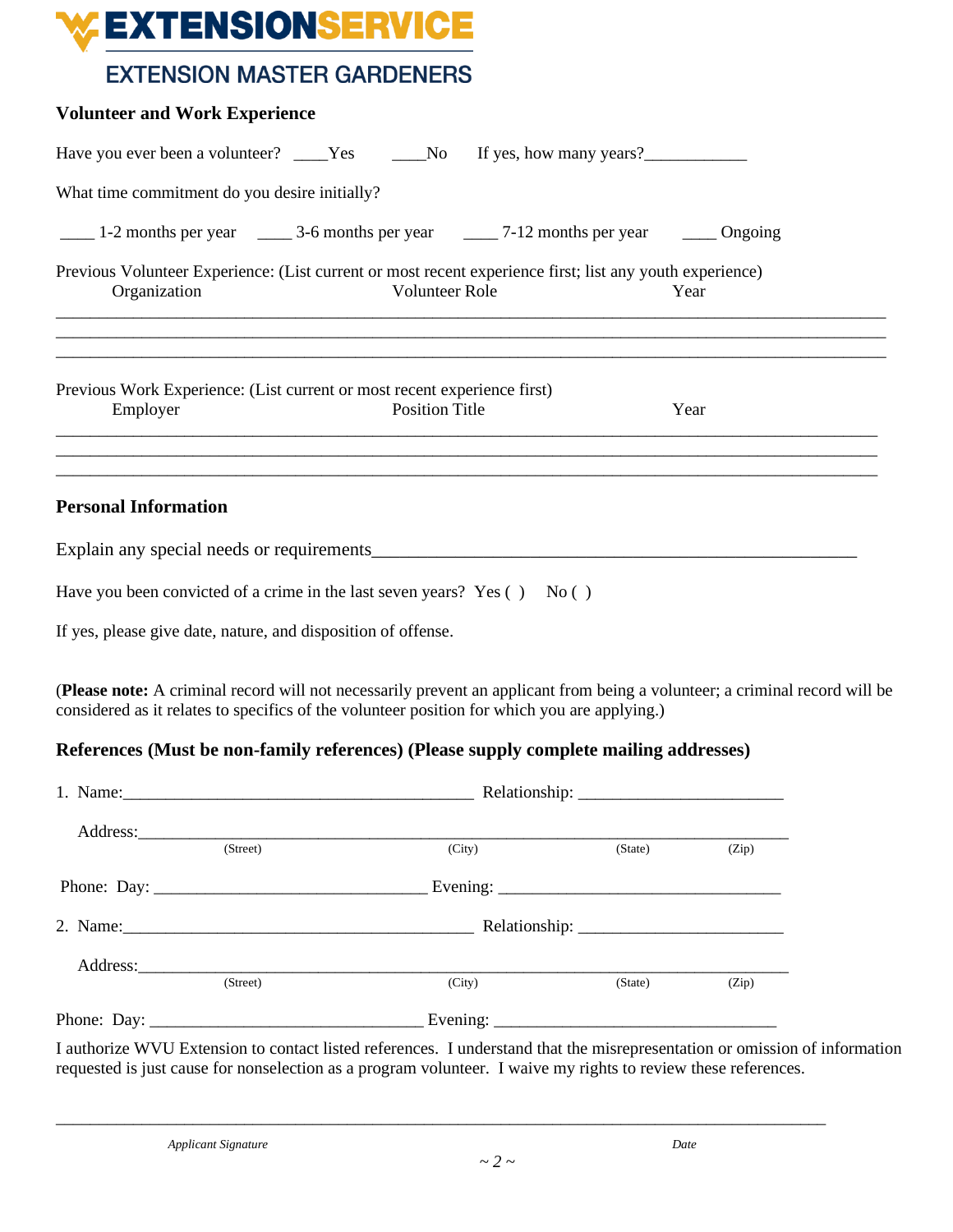# EXTENSIONSERVICE

## EXTENSION MASTER GARDENERS

### Volunteer and Work Experience

Have you ever been a volunteer? ____Yes ____No If yes, how many years?____________

What time commitment do you desire initially?

____ 1-2 months per year ____ 3-6 months per year ____ 7-12 months per year ____ Ongoing

Previous Volunteer Experience: (List current or most recent experience first; list any youth experience)

| Organization | Volunteer Role | Year |
| --- | --- | --- |
| | | |
| | | |
| | | |

Previous Work Experience: (List current or most recent experience first)

| Employer | Position Title | Year |
| --- | --- | --- |
| | | |
| | | |
| | | |

### Personal Information

Explain any special needs or requirements_______________________________________________________

Have you been convicted of a crime in the last seven years? Yes ( ) No ( )

If yes, please give date, nature, and disposition of offense.

(**Please note:** A criminal record will not necessarily prevent an applicant from being a volunteer; a criminal record will be considered as it relates to specifics of the volunteer position for which you are applying.)

### References (Must be non-family references) (Please supply complete mailing addresses)

1. Name:_________________________________________ Relationship: _______________________

   Address:__________________________________________________________________________
   (Street) (City) (State) (Zip)

   Phone: Day: _______________________________ Evening: ________________________________

2. Name:_________________________________________ Relationship: _______________________

   Address:__________________________________________________________________________
   (Street) (City) (State) (Zip)

   Phone: Day: _______________________________ Evening: ________________________________

I authorize WVU Extension to contact listed references. I understand that the misrepresentation or omission of information requested is just cause for nonselection as a program volunteer. I waive my rights to review these references.

_____________________________________________________________________________________

*Applicant Signature* *Date*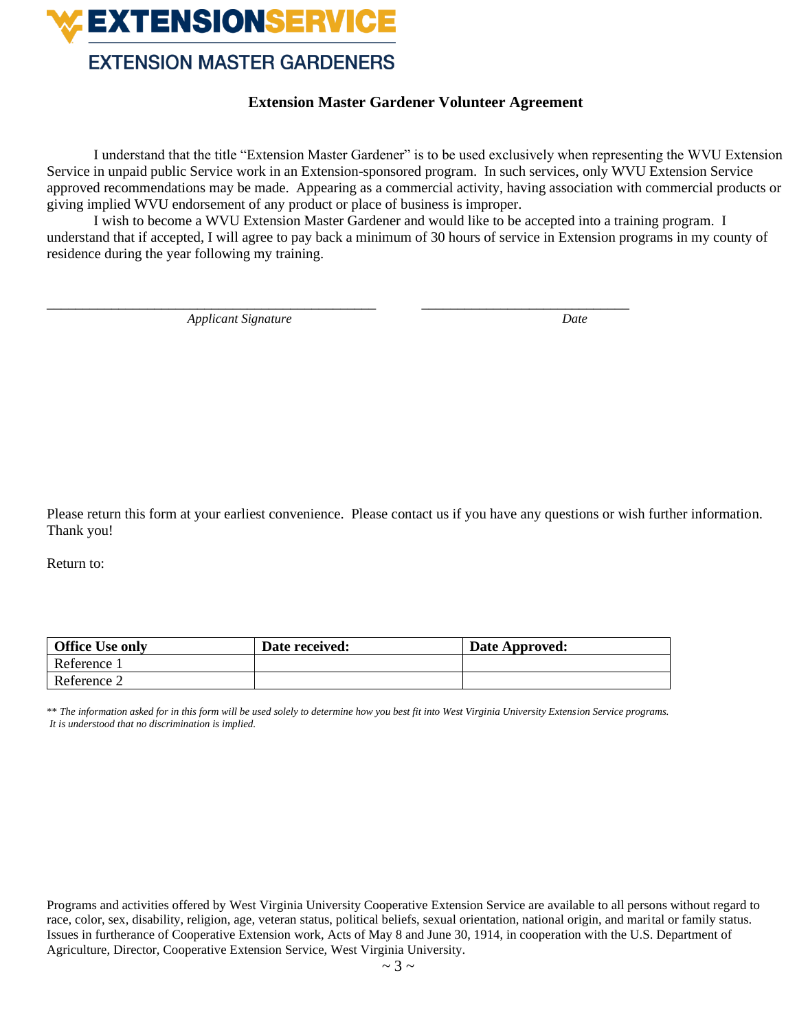EXTENSIONSERVICE

EXTENSION MASTER GARDENERS

## Extension Master Gardener Volunteer Agreement

I understand that the title "Extension Master Gardener" is to be used exclusively when representing the WVU Extension Service in unpaid public Service work in an Extension-sponsored program. In such services, only WVU Extension Service approved recommendations may be made. Appearing as a commercial activity, having association with commercial products or giving implied WVU endorsement of any product or place of business is improper.

I wish to become a WVU Extension Master Gardener and would like to be accepted into a training program. I understand that if accepted, I will agree to pay back a minimum of 30 hours of service in Extension programs in my county of residence during the year following my training.

_________________________________________________ ______________________________

*Applicant Signature* *Date*

Please return this form at your earliest convenience. Please contact us if you have any questions or wish further information. Thank you!

Return to:

| **Office Use only** | **Date received:** | **Date Approved:** |
|---|---|---|
| Reference 1 | | |
| Reference 2 | | |

** *The information asked for in this form will be used solely to determine how you best fit into West Virginia University Extension Service programs. It is understood that no discrimination is implied.*

Programs and activities offered by West Virginia University Cooperative Extension Service are available to all persons without regard to race, color, sex, disability, religion, age, veteran status, political beliefs, sexual orientation, national origin, and marital or family status. Issues in furtherance of Cooperative Extension work, Acts of May 8 and June 30, 1914, in cooperation with the U.S. Department of Agriculture, Director, Cooperative Extension Service, West Virginia University.